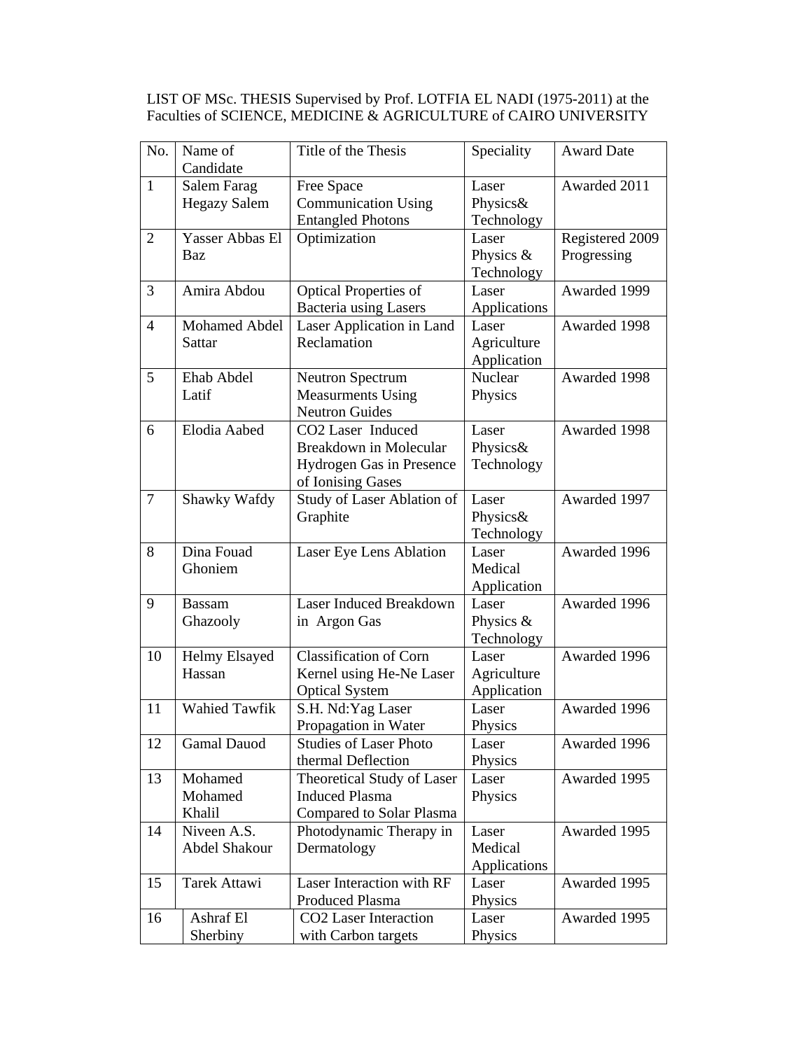LIST OF MSc. THESIS Supervised by Prof. LOTFIA EL NADI (1975-2011) at the Faculties of SCIENCE, MEDICINE & AGRICULTURE of CAIRO UNIVERSITY

| No. | Name of Candidate | Title of the Thesis | Speciality | Award Date |
|---|---|---|---|---|
| 1 | Salem Farag Hegazy Salem | Free Space Communication Using Entangled Photons | Laser Physics& Technology | Awarded 2011 |
| 2 | Yasser Abbas El Baz | Optimization | Laser Physics & Technology | Registered 2009 Progressing |
| 3 | Amira Abdou | Optical Properties of Bacteria using Lasers | Laser Applications | Awarded 1999 |
| 4 | Mohamed Abdel Sattar | Laser Application in Land Reclamation | Laser Agriculture Application | Awarded 1998 |
| 5 | Ehab Abdel Latif | Neutron Spectrum Measurments Using Neutron Guides | Nuclear Physics | Awarded 1998 |
| 6 | Elodia Aabed | $CO_2$ Laser Induced Breakdown in Molecular Hydrogen Gas in Presence of Ionising Gases | Laser Physics& Technology | Awarded 1998 |
| 7 | Shawky Wafdy | Study of Laser Ablation of Graphite | Laser Physics& Technology | Awarded 1997 |
| 8 | Dina Fouad Ghoniem | Laser Eye Lens Ablation | Laser Medical Application | Awarded 1996 |
| 9 | Bassam Ghazooly | Laser Induced Breakdown in Argon Gas | Laser Physics & Technology | Awarded 1996 |
| 10 | Helmy Elsayed Hassan | Classification of Corn Kernel using He-Ne Laser Optical System | Laser Agriculture Application | Awarded 1996 |
| 11 | Wahied Tawfik | S.H. Nd:Yag Laser Propagation in Water | Laser Physics | Awarded 1996 |
| 12 | Gamal Dauod | Studies of Laser Photo thermal Deflection | Laser Physics | Awarded 1996 |
| 13 | Mohamed Mohamed Khalil | Theoretical Study of Laser Induced Plasma Compared to Solar Plasma | Laser Physics | Awarded 1995 |
| 14 | Niveen A.S. Abdel Shakour | Photodynamic Therapy in Dermatology | Laser Medical Applications | Awarded 1995 |
| 15 | Tarek Attawi | Laser Interaction with RF Produced Plasma | Laser Physics | Awarded 1995 |
| 16 | Ashraf El Sherbiny | $CO_2$ Laser Interaction with Carbon targets | Laser Physics | Awarded 1995 |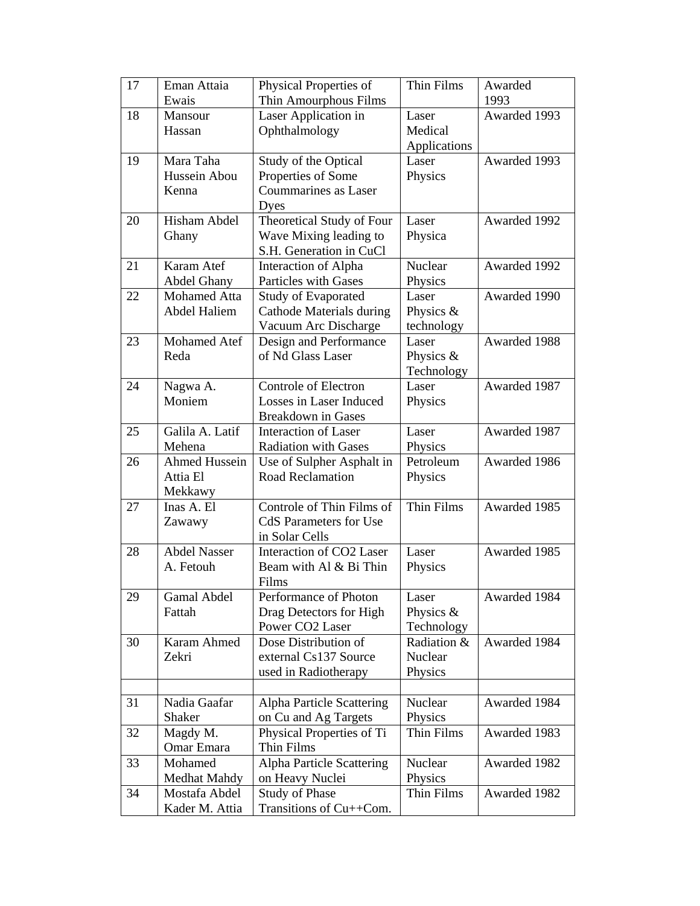| 17 | Eman Attaia Ewais | Physical Properties of Thin Amourphous Films | Thin Films | Awarded 1993 |
|---|---|---|---|---|
| 18 | Mansour Hassan | Laser Application in Ophthalmology | Laser Medical Applications | Awarded 1993 |
| 19 | Mara Taha Hussein Abou Kenna | Study of the Optical Properties of Some Coummarines as Laser Dyes | Laser Physics | Awarded 1993 |
| 20 | Hisham Abdel Ghany | Theoretical Study of Four Wave Mixing leading to S.H. Generation in CuCl | Laser Physica | Awarded 1992 |
| 21 | Karam Atef Abdel Ghany | Interaction of Alpha Particles with Gases | Nuclear Physics | Awarded 1992 |
| 22 | Mohamed Atta Abdel Haliem | Study of Evaporated Cathode Materials during Vacuum Arc Discharge | Laser Physics & technology | Awarded 1990 |
| 23 | Mohamed Atef Reda | Design and Performance of Nd Glass Laser | Laser Physics & Technology | Awarded 1988 |
| 24 | Nagwa A. Moniem | Controle of Electron Losses in Laser Induced Breakdown in Gases | Laser Physics | Awarded 1987 |
| 25 | Galila A. Latif Mehena | Interaction of Laser Radiation with Gases | Laser Physics | Awarded 1987 |
| 26 | Ahmed Hussein Attia El Mekkawy | Use of Sulpher Asphalt in Road Reclamation | Petroleum Physics | Awarded 1986 |
| 27 | Inas A. El Zawawy | Controle of Thin Films of CdS Parameters for Use in Solar Cells | Thin Films | Awarded 1985 |
| 28 | Abdel Nasser A. Fetouh | Interaction of CO2 Laser Beam with Al & Bi Thin Films | Laser Physics | Awarded 1985 |
| 29 | Gamal Abdel Fattah | Performance of Photon Drag Detectors for High Power CO2 Laser | Laser Physics & Technology | Awarded 1984 |
| 30 | Karam Ahmed Zekri | Dose Distribution of external Cs137 Source used in Radiotherapy | Radiation & Nuclear Physics | Awarded 1984 |
| | | | | |
| 31 | Nadia Gaafar Shaker | Alpha Particle Scattering on Cu and Ag Targets | Nuclear Physics | Awarded 1984 |
| 32 | Magdy M. Omar Emara | Physical Properties of Ti Thin Films | Thin Films | Awarded 1983 |
| 33 | Mohamed Medhat Mahdy | Alpha Particle Scattering on Heavy Nuclei | Nuclear Physics | Awarded 1982 |
| 34 | Mostafa Abdel Kader M. Attia | Study of Phase Transitions of Cu++Com. | Thin Films | Awarded 1982 |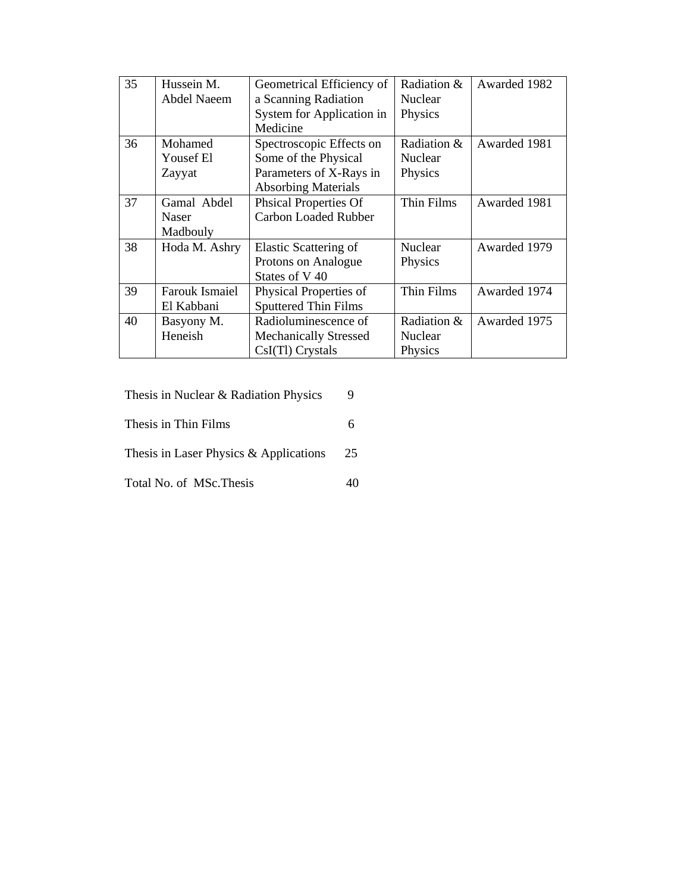| | | | | |
|---|---|---|---|---|
| 35 | Hussein M. Abdel Naeem | Geometrical Efficiency of a Scanning Radiation System for Application in Medicine | Radiation & Nuclear Physics | Awarded 1982 |
| 36 | Mohamed Yousef El Zayyat | Spectroscopic Effects on Some of the Physical Parameters of X-Rays in Absorbing Materials | Radiation & Nuclear Physics | Awarded 1981 |
| 37 | Gamal Abdel Naser Madbouly | Phsical Properties Of Carbon Loaded Rubber | Thin Films | Awarded 1981 |
| 38 | Hoda M. Ashry | Elastic Scattering of Protons on Analogue States of V 40 | Nuclear Physics | Awarded 1979 |
| 39 | Farouk Ismaiel El Kabbani | Physical Properties of Sputtered Thin Films | Thin Films | Awarded 1974 |
| 40 | Basyony M. Heneish | Radioluminescence of Mechanically Stressed CsI(Tl) Crystals | Radiation & Nuclear Physics | Awarded 1975 |

Thesis in Nuclear & Radiation Physics 9

Thesis in Thin Films 6

Thesis in Laser Physics & Applications 25

Total No. of MSc.Thesis 40